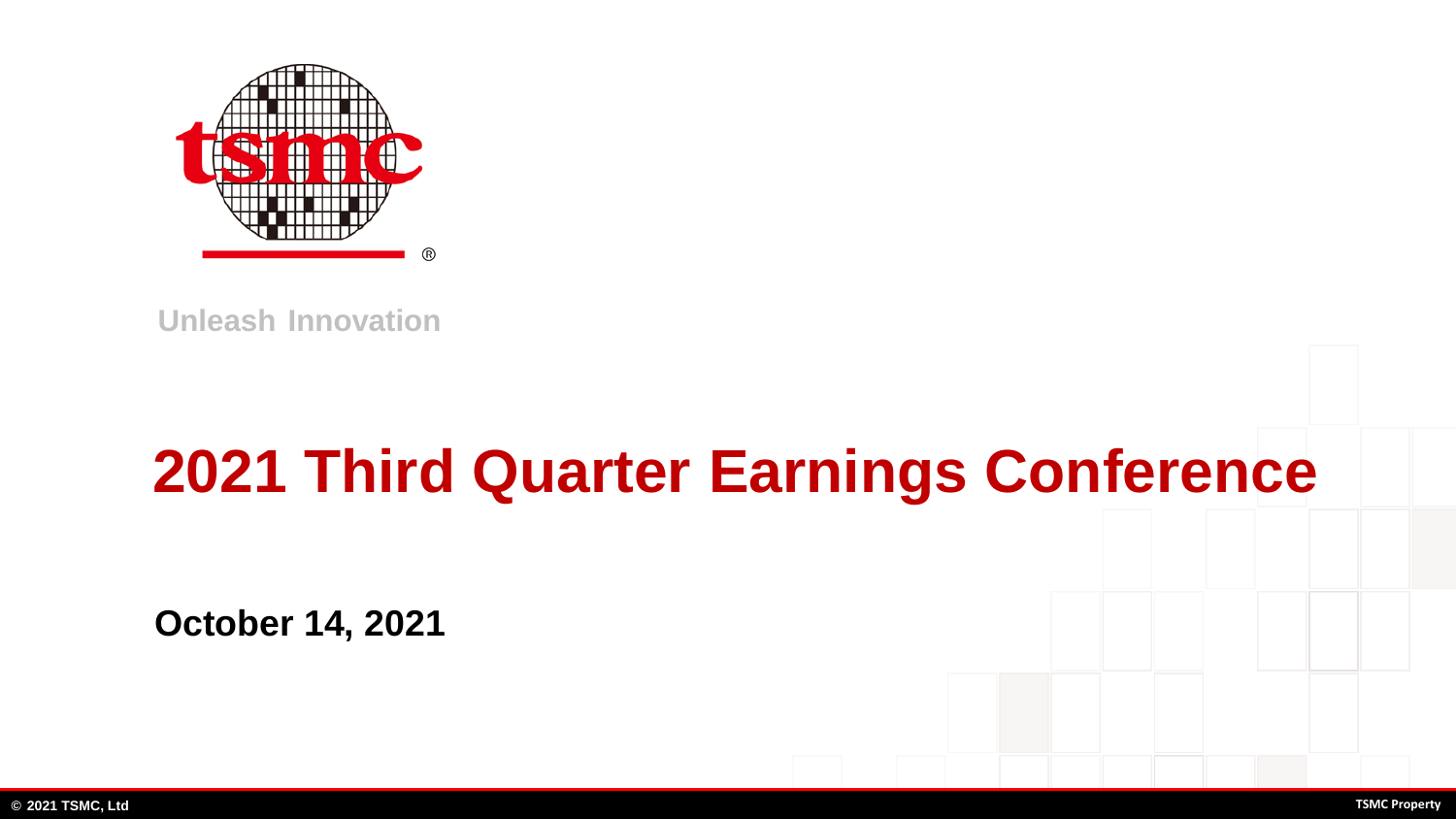tsmc

Unleash Innovation

# 2021 Third Quarter Earnings Conference

**October 14, 2021**

© 2021 TSMC, Ltd

TSMC Property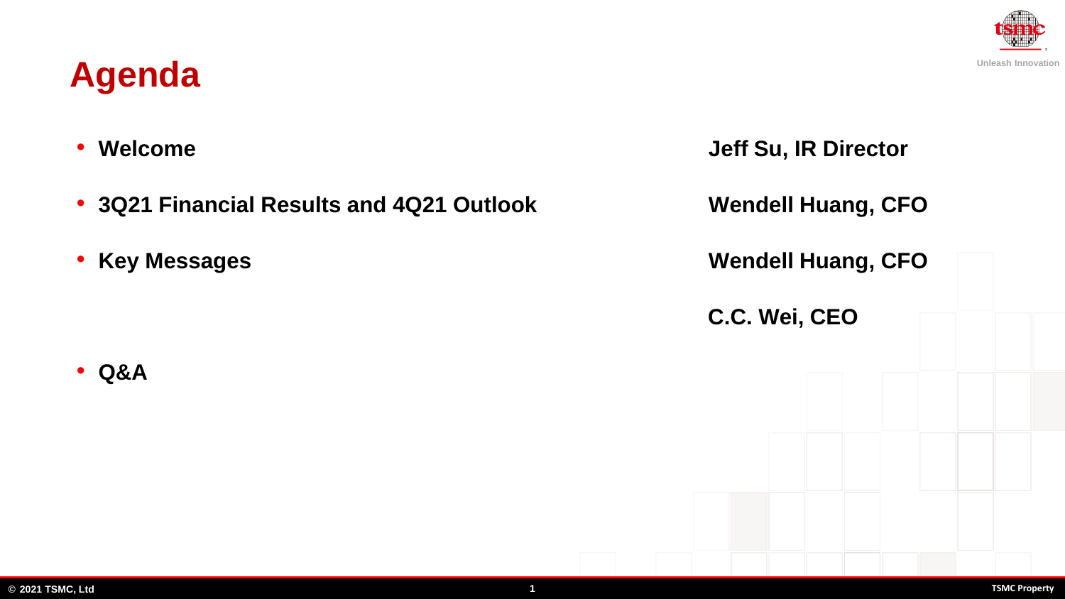# Agenda

- **Welcome** — **Jeff Su, IR Director**
- **3Q21 Financial Results and 4Q21 Outlook** — **Wendell Huang, CFO**
- **Key Messages** — **Wendell Huang, CFO**; **C.C. Wei, CEO**
- **Q&A**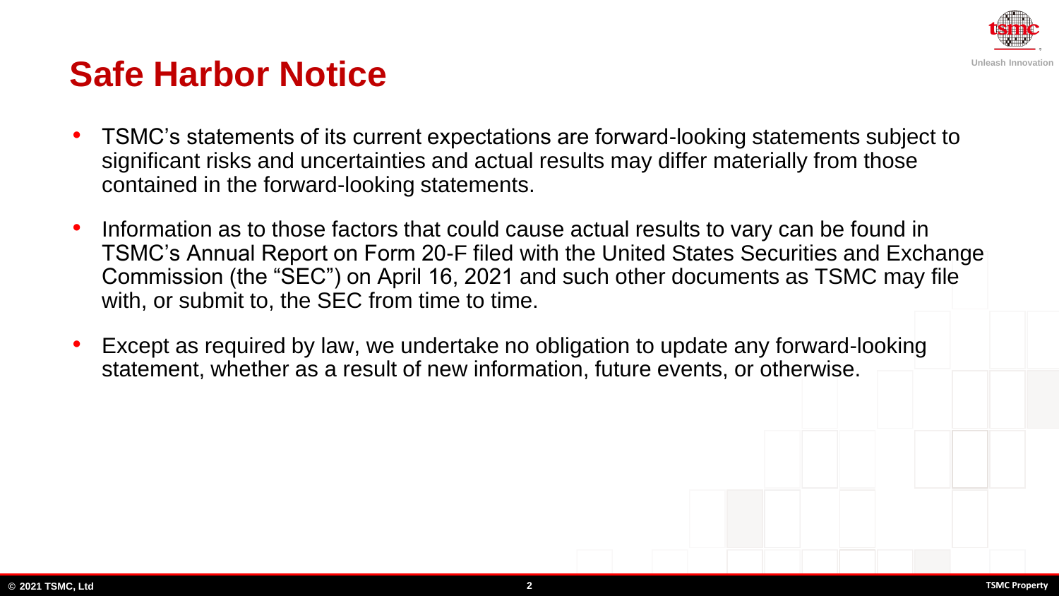# Safe Harbor Notice

- TSMC's statements of its current expectations are forward-looking statements subject to significant risks and uncertainties and actual results may differ materially from those contained in the forward-looking statements.
- Information as to those factors that could cause actual results to vary can be found in TSMC's Annual Report on Form 20-F filed with the United States Securities and Exchange Commission (the "SEC") on April 16, 2021 and such other documents as TSMC may file with, or submit to, the SEC from time to time.
- Except as required by law, we undertake no obligation to update any forward-looking statement, whether as a result of new information, future events, or otherwise.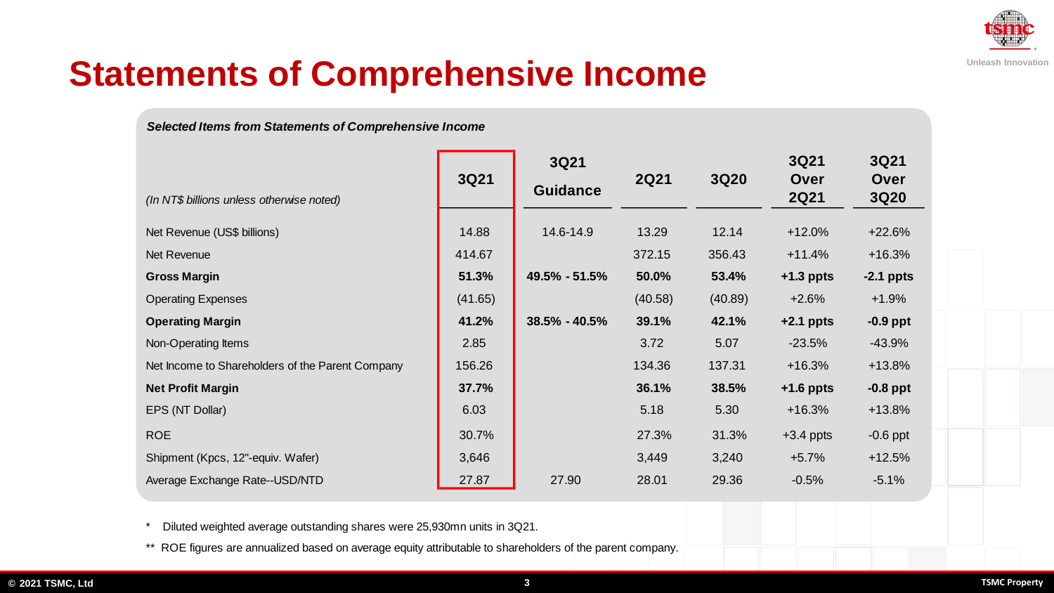# Statements of Comprehensive Income

***Selected Items from Statements of Comprehensive Income***

| *(In NT$ billions unless otherwise noted)* | 3Q21 | 3Q21 Guidance | 2Q21 | 3Q20 | 3Q21 Over 2Q21 | 3Q21 Over 3Q20 |
|---|---|---|---|---|---|---|
| Net Revenue (US$ billions) | 14.88 | 14.6-14.9 | 13.29 | 12.14 | +12.0% | +22.6% |
| Net Revenue | 414.67 | | 372.15 | 356.43 | +11.4% | +16.3% |
| **Gross Margin** | **51.3%** | **49.5% - 51.5%** | **50.0%** | **53.4%** | **+1.3 ppts** | **-2.1 ppts** |
| Operating Expenses | (41.65) | | (40.58) | (40.89) | +2.6% | +1.9% |
| **Operating Margin** | **41.2%** | **38.5% - 40.5%** | **39.1%** | **42.1%** | **+2.1 ppts** | **-0.9 ppt** |
| Non-Operating Items | 2.85 | | 3.72 | 5.07 | -23.5% | -43.9% |
| Net Income to Shareholders of the Parent Company | 156.26 | | 134.36 | 137.31 | +16.3% | +13.8% |
| **Net Profit Margin** | **37.7%** | | **36.1%** | **38.5%** | **+1.6 ppts** | **-0.8 ppt** |
| EPS (NT Dollar) | 6.03 | | 5.18 | 5.30 | +16.3% | +13.8% |
| ROE | 30.7% | | 27.3% | 31.3% | +3.4 ppts | -0.6 ppt |
| Shipment (Kpcs, 12"-equiv. Wafer) | 3,646 | | 3,449 | 3,240 | +5.7% | +12.5% |
| Average Exchange Rate--USD/NTD | 27.87 | 27.90 | 28.01 | 29.36 | -0.5% | -5.1% |

\* Diluted weighted average outstanding shares were 25,930mn units in 3Q21.

** ROE figures are annualized based on average equity attributable to shareholders of the parent company.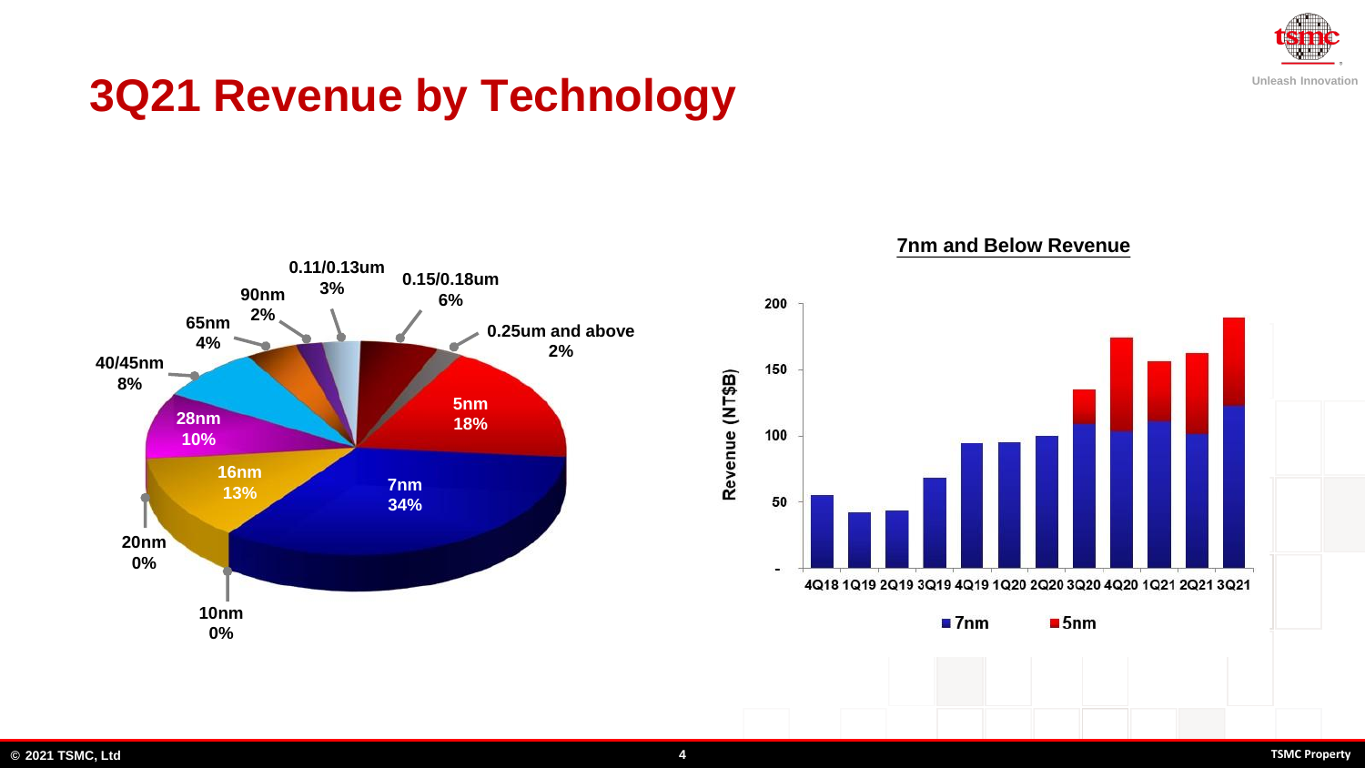# 3Q21 Revenue by Technology

| Technology | Share |
|---|---|
| 5nm | 18% |
| 7nm | 34% |
| 10nm | 0% |
| 16nm | 13% |
| 20nm | 0% |
| 28nm | 10% |
| 40/45nm | 8% |
| 65nm | 4% |
| 90nm | 2% |
| 0.11/0.13um | 3% |
| 0.15/0.18um | 6% |
| 0.25um and above | 2% |

**7nm and Below Revenue**

Revenue (NT$B)

Y-axis: -, 50, 100, 150, 200

X-axis: 4Q18, 1Q19, 2Q19, 3Q19, 4Q19, 1Q20, 2Q20, 3Q20, 4Q20, 1Q21, 2Q21, 3Q21

■ 7nm ■ 5nm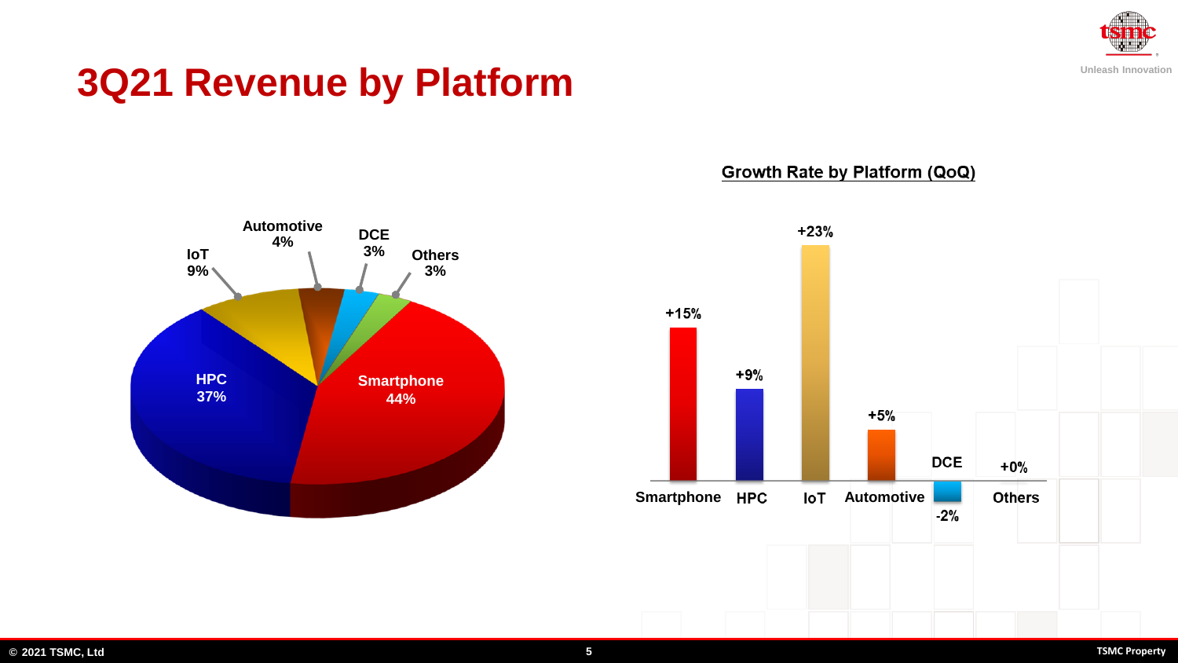# 3Q21 Revenue by Platform

| Platform | Share |
|---|---|
| Smartphone | 44% |
| HPC | 37% |
| IoT | 9% |
| Automotive | 4% |
| DCE | 3% |
| Others | 3% |

## Growth Rate by Platform (QoQ)

| Platform | Growth |
|---|---|
| Smartphone | +15% |
| HPC | +9% |
| IoT | +23% |
| Automotive | +5% |
| DCE | -2% |
| Others | +0% |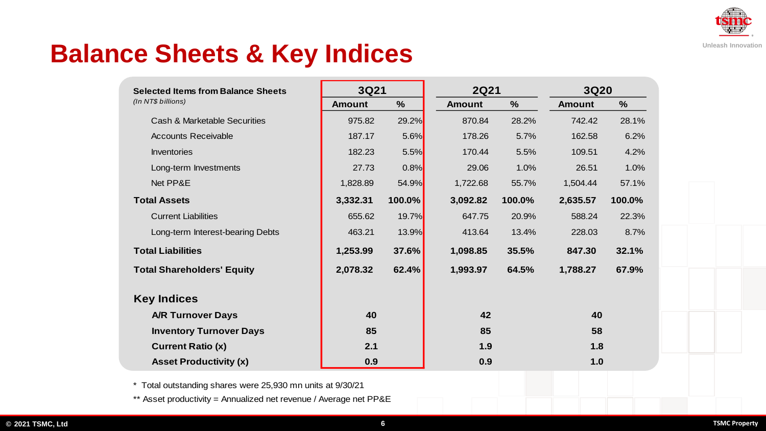# Balance Sheets & Key Indices

| Selected Items from Balance Sheets *(In NT$ billions)* | 3Q21 | | 2Q21 | | 3Q20 | |
|---|---|---|---|---|---|---|
| | Amount | % | Amount | % | Amount | % |
| Cash & Marketable Securities | 975.82 | 29.2% | 870.84 | 28.2% | 742.42 | 28.1% |
| Accounts Receivable | 187.17 | 5.6% | 178.26 | 5.7% | 162.58 | 6.2% |
| Inventories | 182.23 | 5.5% | 170.44 | 5.5% | 109.51 | 4.2% |
| Long-term Investments | 27.73 | 0.8% | 29.06 | 1.0% | 26.51 | 1.0% |
| Net PP&E | 1,828.89 | 54.9% | 1,722.68 | 55.7% | 1,504.44 | 57.1% |
| **Total Assets** | **3,332.31** | **100.0%** | **3,092.82** | **100.0%** | **2,635.57** | **100.0%** |
| Current Liabilities | 655.62 | 19.7% | 647.75 | 20.9% | 588.24 | 22.3% |
| Long-term Interest-bearing Debts | 463.21 | 13.9% | 413.64 | 13.4% | 228.03 | 8.7% |
| **Total Liabilities** | **1,253.99** | **37.6%** | **1,098.85** | **35.5%** | **847.30** | **32.1%** |
| **Total Shareholders' Equity** | **2,078.32** | **62.4%** | **1,993.97** | **64.5%** | **1,788.27** | **67.9%** |
| **Key Indices** | | | | | | |
| **A/R Turnover Days** | **40** | | **42** | | **40** | |
| **Inventory Turnover Days** | **85** | | **85** | | **58** | |
| **Current Ratio (x)** | **2.1** | | **1.9** | | **1.8** | |
| **Asset Productivity (x)** | **0.9** | | **0.9** | | **1.0** | |

* Total outstanding shares were 25,930 mn units at 9/30/21

** Asset productivity = Annualized net revenue / Average net PP&E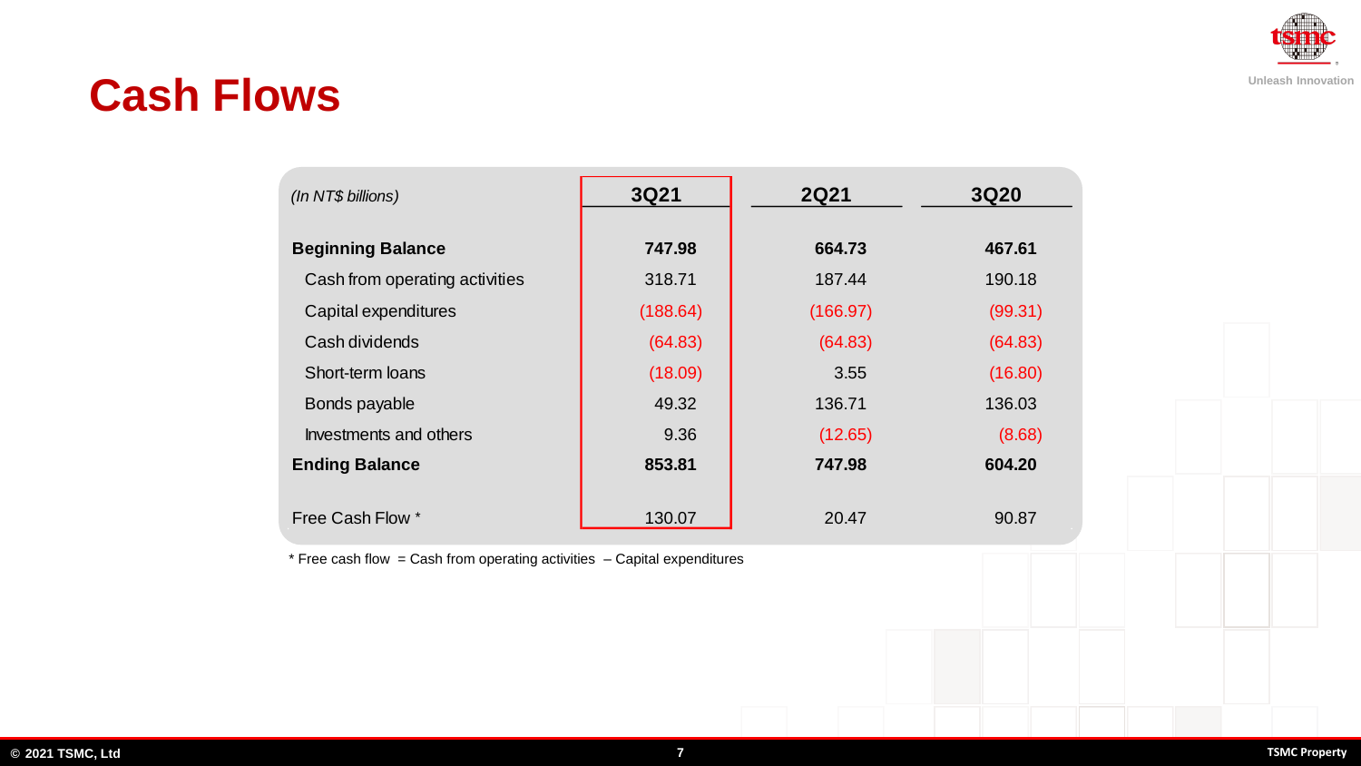# Cash Flows

| *(In NT$ billions)* | 3Q21 | 2Q21 | 3Q20 |
|---|---|---|---|
| **Beginning Balance** | **747.98** | **664.73** | **467.61** |
| Cash from operating activities | 318.71 | 187.44 | 190.18 |
| Capital expenditures | (188.64) | (166.97) | (99.31) |
| Cash dividends | (64.83) | (64.83) | (64.83) |
| Short-term loans | (18.09) | 3.55 | (16.80) |
| Bonds payable | 49.32 | 136.71 | 136.03 |
| Investments and others | 9.36 | (12.65) | (8.68) |
| **Ending Balance** | **853.81** | **747.98** | **604.20** |
| Free Cash Flow * | 130.07 | 20.47 | 90.87 |

* Free cash flow = Cash from operating activities – Capital expenditures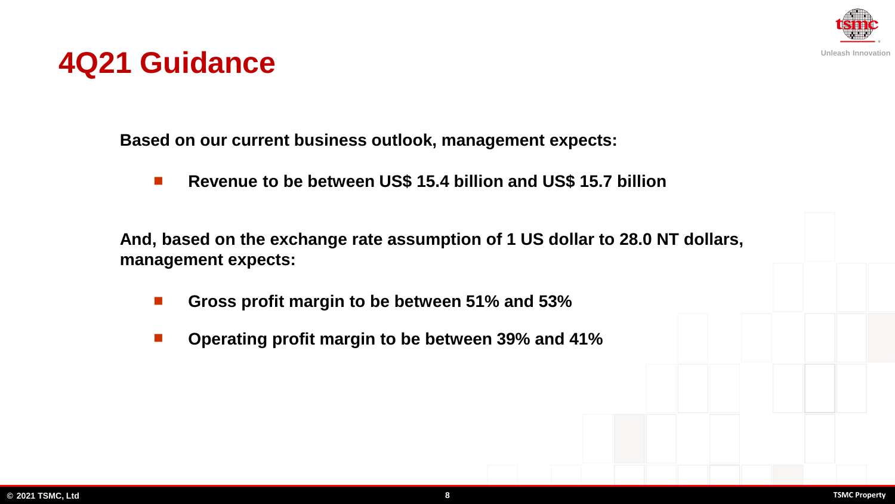# 4Q21 Guidance

**Based on our current business outlook, management expects:**

- **Revenue to be between US$ 15.4 billion and US$ 15.7 billion**

**And, based on the exchange rate assumption of 1 US dollar to 28.0 NT dollars, management expects:**

- **Gross profit margin to be between 51% and 53%**
- **Operating profit margin to be between 39% and 41%**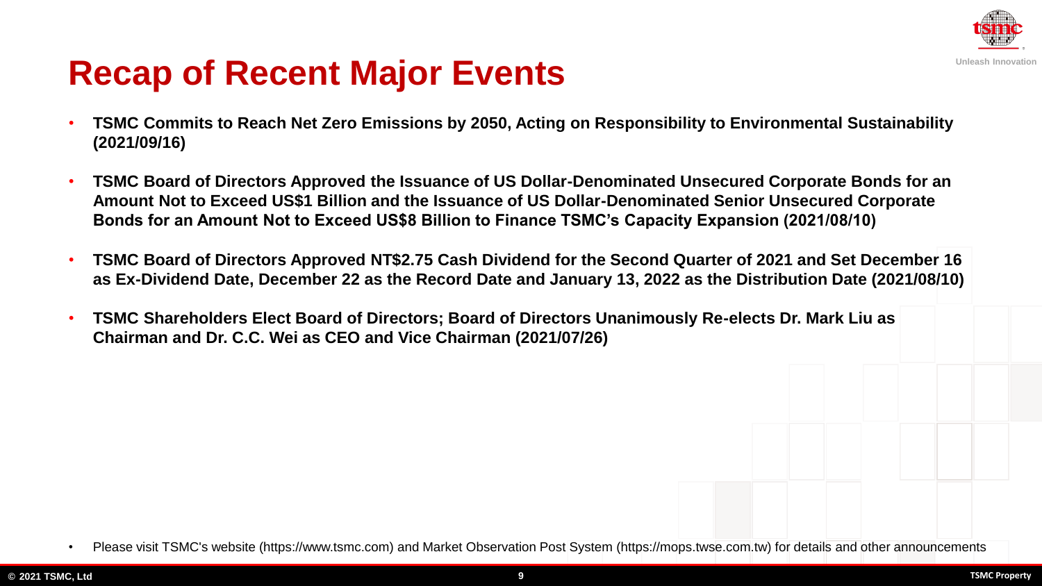# Recap of Recent Major Events

- **TSMC Commits to Reach Net Zero Emissions by 2050, Acting on Responsibility to Environmental Sustainability (2021/09/16)**
- **TSMC Board of Directors Approved the Issuance of US Dollar-Denominated Unsecured Corporate Bonds for an Amount Not to Exceed US$1 Billion and the Issuance of US Dollar-Denominated Senior Unsecured Corporate Bonds for an Amount Not to Exceed US$8 Billion to Finance TSMC's Capacity Expansion (2021/08/10)**
- **TSMC Board of Directors Approved NT$2.75 Cash Dividend for the Second Quarter of 2021 and Set December 16 as Ex-Dividend Date, December 22 as the Record Date and January 13, 2022 as the Distribution Date (2021/08/10)**
- **TSMC Shareholders Elect Board of Directors; Board of Directors Unanimously Re-elects Dr. Mark Liu as Chairman and Dr. C.C. Wei as CEO and Vice Chairman (2021/07/26)**

- Please visit TSMC's website (https://www.tsmc.com) and Market Observation Post System (https://mops.twse.com.tw) for details and other announcements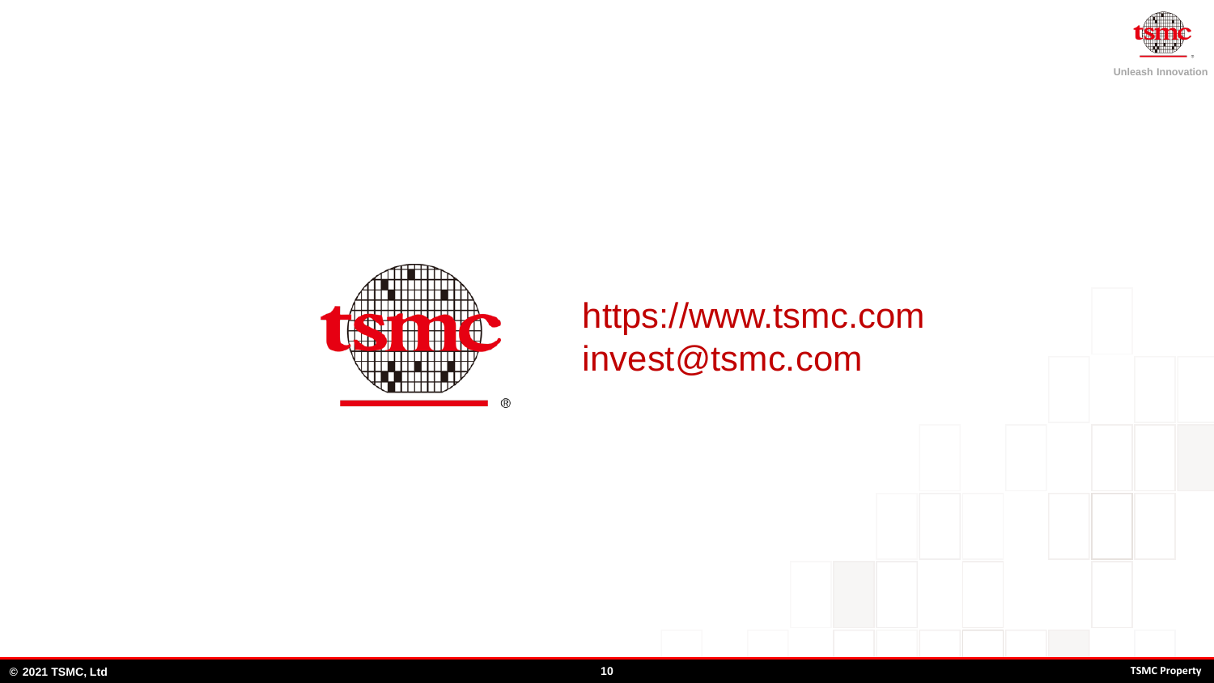https://www.tsmc.com

invest@tsmc.com